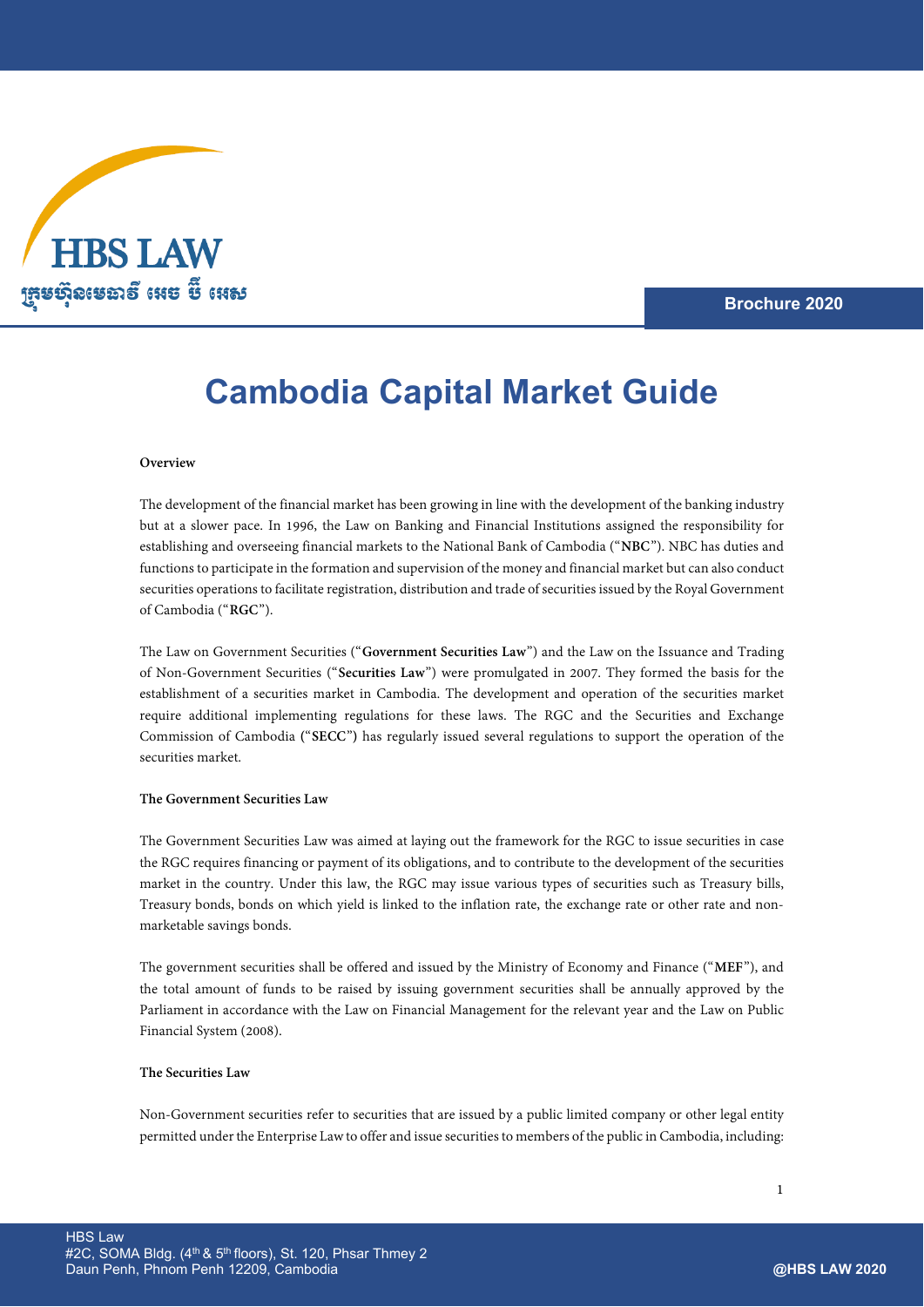HBS LAW

ក្រុមហ៊ុនមេធាវី អេច ប៊ី អេស

Brochure 2020

# Cambodia Capital Market Guide

**Overview**

The development of the financial market has been growing in line with the development of the banking industry but at a slower pace. In 1996, the Law on Banking and Financial Institutions assigned the responsibility for establishing and overseeing financial markets to the National Bank of Cambodia ("**NBC**"). NBC has duties and functions to participate in the formation and supervision of the money and financial market but can also conduct securities operations to facilitate registration, distribution and trade of securities issued by the Royal Government of Cambodia ("**RGC**").

The Law on Government Securities ("**Government Securities Law**") and the Law on the Issuance and Trading of Non-Government Securities ("**Securities Law**") were promulgated in 2007. They formed the basis for the establishment of a securities market in Cambodia. The development and operation of the securities market require additional implementing regulations for these laws. The RGC and the Securities and Exchange Commission of Cambodia ("**SECC**") has regularly issued several regulations to support the operation of the securities market.

**The Government Securities Law**

The Government Securities Law was aimed at laying out the framework for the RGC to issue securities in case the RGC requires financing or payment of its obligations, and to contribute to the development of the securities market in the country. Under this law, the RGC may issue various types of securities such as Treasury bills, Treasury bonds, bonds on which yield is linked to the inflation rate, the exchange rate or other rate and non-marketable savings bonds.

The government securities shall be offered and issued by the Ministry of Economy and Finance ("**MEF**"), and the total amount of funds to be raised by issuing government securities shall be annually approved by the Parliament in accordance with the Law on Financial Management for the relevant year and the Law on Public Financial System (2008).

**The Securities Law**

Non-Government securities refer to securities that are issued by a public limited company or other legal entity permitted under the Enterprise Law to offer and issue securities to members of the public in Cambodia, including: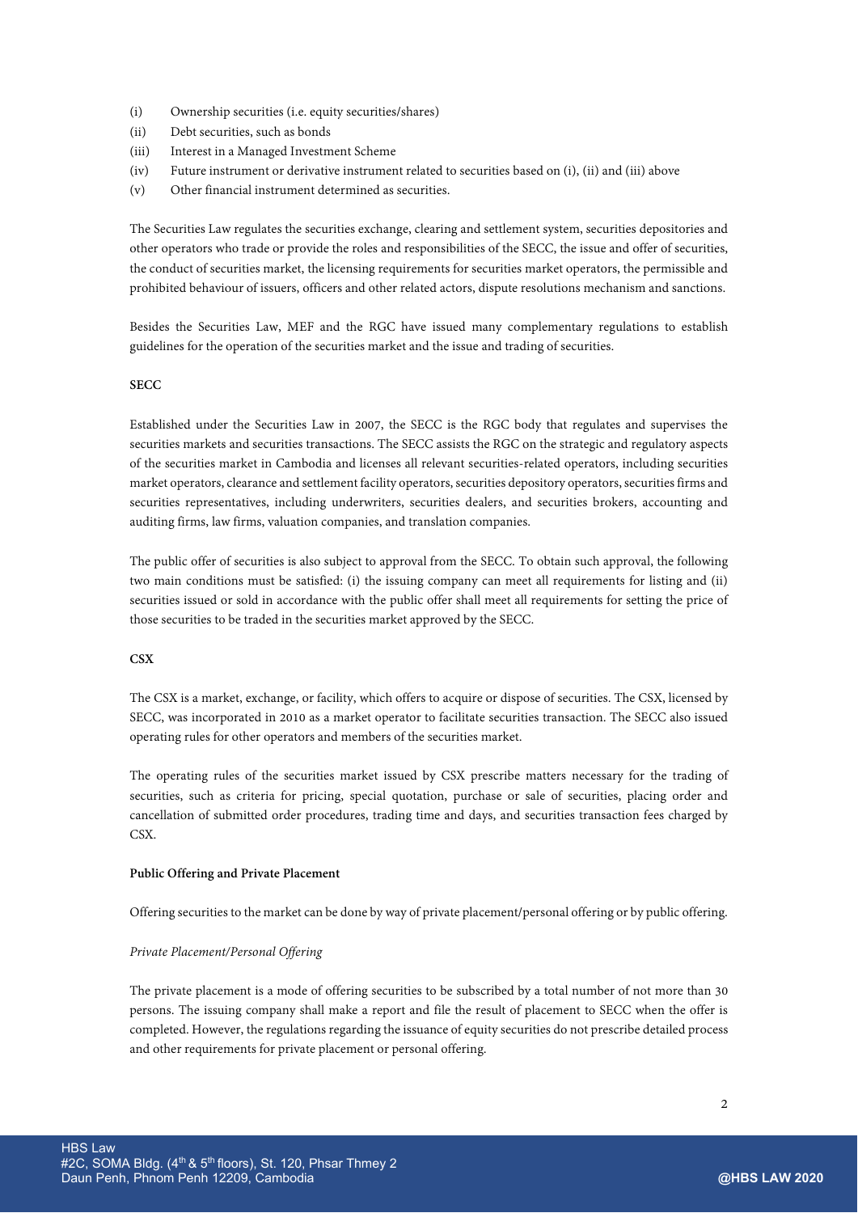(i) Ownership securities (i.e. equity securities/shares)
(ii) Debt securities, such as bonds
(iii) Interest in a Managed Investment Scheme
(iv) Future instrument or derivative instrument related to securities based on (i), (ii) and (iii) above
(v) Other financial instrument determined as securities.

The Securities Law regulates the securities exchange, clearing and settlement system, securities depositories and other operators who trade or provide the roles and responsibilities of the SECC, the issue and offer of securities, the conduct of securities market, the licensing requirements for securities market operators, the permissible and prohibited behaviour of issuers, officers and other related actors, dispute resolutions mechanism and sanctions.

Besides the Securities Law, MEF and the RGC have issued many complementary regulations to establish guidelines for the operation of the securities market and the issue and trading of securities.

**SECC**

Established under the Securities Law in 2007, the SECC is the RGC body that regulates and supervises the securities markets and securities transactions. The SECC assists the RGC on the strategic and regulatory aspects of the securities market in Cambodia and licenses all relevant securities-related operators, including securities market operators, clearance and settlement facility operators, securities depository operators, securities firms and securities representatives, including underwriters, securities dealers, and securities brokers, accounting and auditing firms, law firms, valuation companies, and translation companies.

The public offer of securities is also subject to approval from the SECC. To obtain such approval, the following two main conditions must be satisfied: (i) the issuing company can meet all requirements for listing and (ii) securities issued or sold in accordance with the public offer shall meet all requirements for setting the price of those securities to be traded in the securities market approved by the SECC.

**CSX**

The CSX is a market, exchange, or facility, which offers to acquire or dispose of securities. The CSX, licensed by SECC, was incorporated in 2010 as a market operator to facilitate securities transaction. The SECC also issued operating rules for other operators and members of the securities market.

The operating rules of the securities market issued by CSX prescribe matters necessary for the trading of securities, such as criteria for pricing, special quotation, purchase or sale of securities, placing order and cancellation of submitted order procedures, trading time and days, and securities transaction fees charged by CSX.

**Public Offering and Private Placement**

Offering securities to the market can be done by way of private placement/personal offering or by public offering.

*Private Placement/Personal Offering*

The private placement is a mode of offering securities to be subscribed by a total number of not more than 30 persons. The issuing company shall make a report and file the result of placement to SECC when the offer is completed. However, the regulations regarding the issuance of equity securities do not prescribe detailed process and other requirements for private placement or personal offering.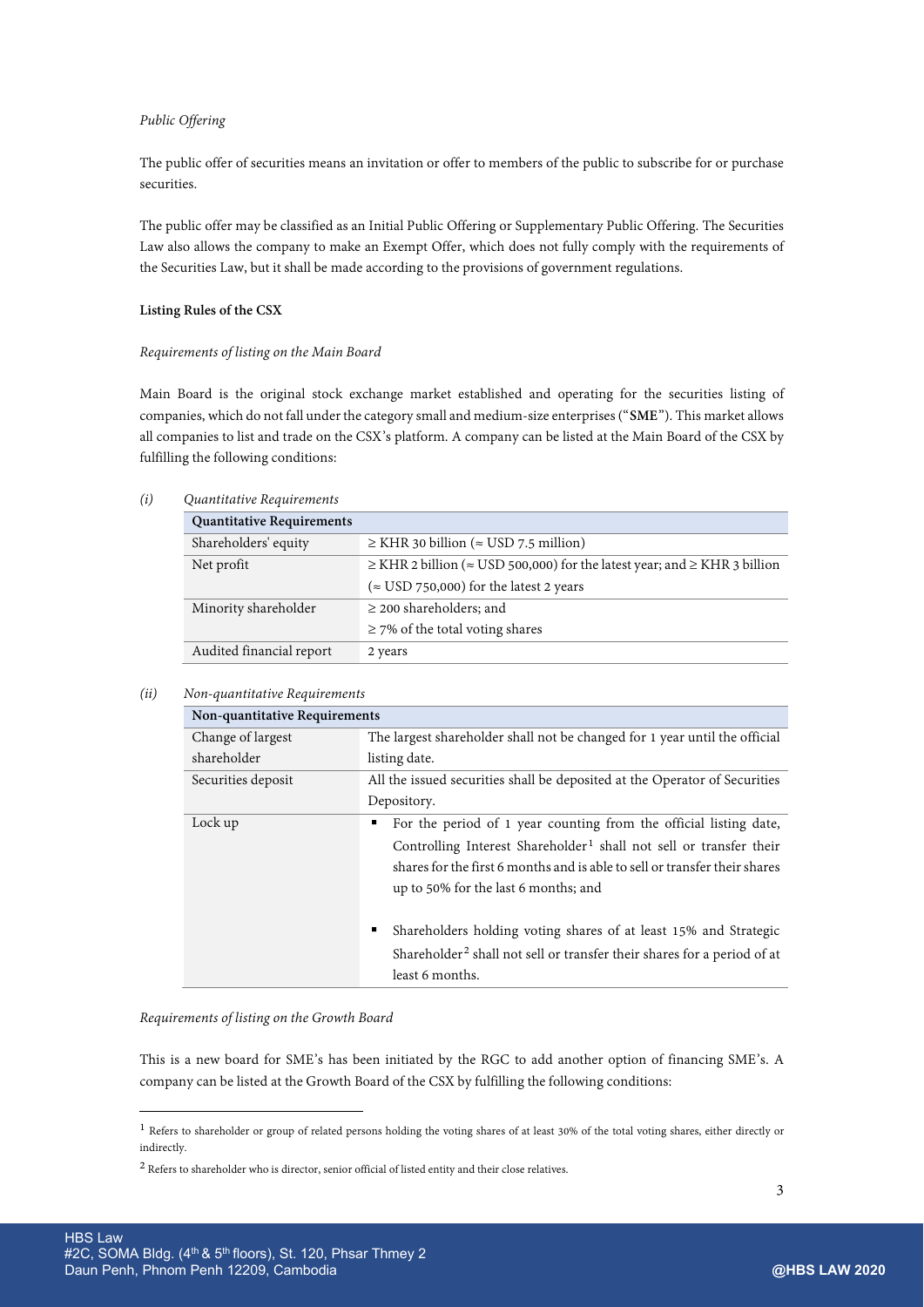*Public Offering*

The public offer of securities means an invitation or offer to members of the public to subscribe for or purchase securities.

The public offer may be classified as an Initial Public Offering or Supplementary Public Offering. The Securities Law also allows the company to make an Exempt Offer, which does not fully comply with the requirements of the Securities Law, but it shall be made according to the provisions of government regulations.

**Listing Rules of the CSX**

*Requirements of listing on the Main Board*

Main Board is the original stock exchange market established and operating for the securities listing of companies, which do not fall under the category small and medium-size enterprises ("**SME**"). This market allows all companies to list and trade on the CSX's platform. A company can be listed at the Main Board of the CSX by fulfilling the following conditions:

*(i) Quantitative Requirements*

| **Quantitative Requirements** | |
|---|---|
| Shareholders' equity | ≥ KHR 30 billion (≈ USD 7.5 million) |
| Net profit | ≥ KHR 2 billion (≈ USD 500,000) for the latest year; and ≥ KHR 3 billion (≈ USD 750,000) for the latest 2 years |
| Minority shareholder | ≥ 200 shareholders; and ≥ 7% of the total voting shares |
| Audited financial report | 2 years |

*(ii) Non-quantitative Requirements*

| **Non-quantitative Requirements** | |
|---|---|
| Change of largest shareholder | The largest shareholder shall not be changed for 1 year until the official listing date. |
| Securities deposit | All the issued securities shall be deposited at the Operator of Securities Depository. |
| Lock up | ▪ For the period of 1 year counting from the official listing date, Controlling Interest Shareholder[1] shall not sell or transfer their shares for the first 6 months and is able to sell or transfer their shares up to 50% for the last 6 months; and<br><br>▪ Shareholders holding voting shares of at least 15% and Strategic Shareholder[2] shall not sell or transfer their shares for a period of at least 6 months. |

*Requirements of listing on the Growth Board*

This is a new board for SME's has been initiated by the RGC to add another option of financing SME's. A company can be listed at the Growth Board of the CSX by fulfilling the following conditions:

[1] Refers to shareholder or group of related persons holding the voting shares of at least 30% of the total voting shares, either directly or indirectly.

[2] Refers to shareholder who is director, senior official of listed entity and their close relatives.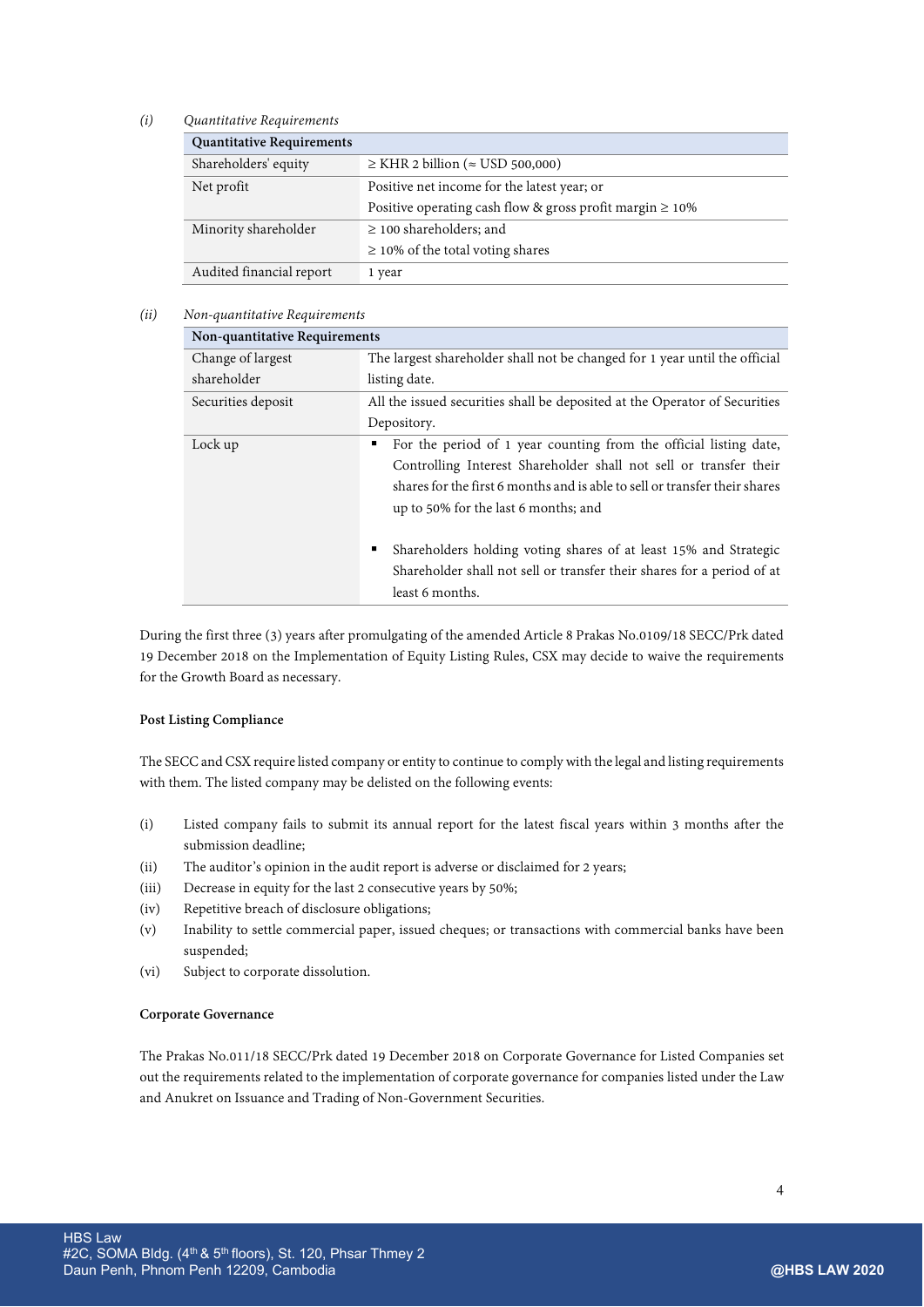*(i) Quantitative Requirements*

| Quantitative Requirements | |
|---|---|
| Shareholders' equity | ≥ KHR 2 billion (≈ USD 500,000) |
| Net profit | Positive net income for the latest year; or<br>Positive operating cash flow & gross profit margin ≥ 10% |
| Minority shareholder | ≥ 100 shareholders; and<br>≥ 10% of the total voting shares |
| Audited financial report | 1 year |

*(ii) Non-quantitative Requirements*

| Non-quantitative Requirements | |
|---|---|
| Change of largest shareholder | The largest shareholder shall not be changed for 1 year until the official listing date. |
| Securities deposit | All the issued securities shall be deposited at the Operator of Securities Depository. |
| Lock up | ▪ For the period of 1 year counting from the official listing date, Controlling Interest Shareholder shall not sell or transfer their shares for the first 6 months and is able to sell or transfer their shares up to 50% for the last 6 months; and<br>▪ Shareholders holding voting shares of at least 15% and Strategic Shareholder shall not sell or transfer their shares for a period of at least 6 months. |

During the first three (3) years after promulgating of the amended Article 8 Prakas No.0109/18 SECC/Prk dated 19 December 2018 on the Implementation of Equity Listing Rules, CSX may decide to waive the requirements for the Growth Board as necessary.

**Post Listing Compliance**

The SECC and CSX require listed company or entity to continue to comply with the legal and listing requirements with them. The listed company may be delisted on the following events:

(i) Listed company fails to submit its annual report for the latest fiscal years within 3 months after the submission deadline;

(ii) The auditor's opinion in the audit report is adverse or disclaimed for 2 years;

(iii) Decrease in equity for the last 2 consecutive years by 50%;

(iv) Repetitive breach of disclosure obligations;

(v) Inability to settle commercial paper, issued cheques; or transactions with commercial banks have been suspended;

(vi) Subject to corporate dissolution.

**Corporate Governance**

The Prakas No.011/18 SECC/Prk dated 19 December 2018 on Corporate Governance for Listed Companies set out the requirements related to the implementation of corporate governance for companies listed under the Law and Anukret on Issuance and Trading of Non-Government Securities.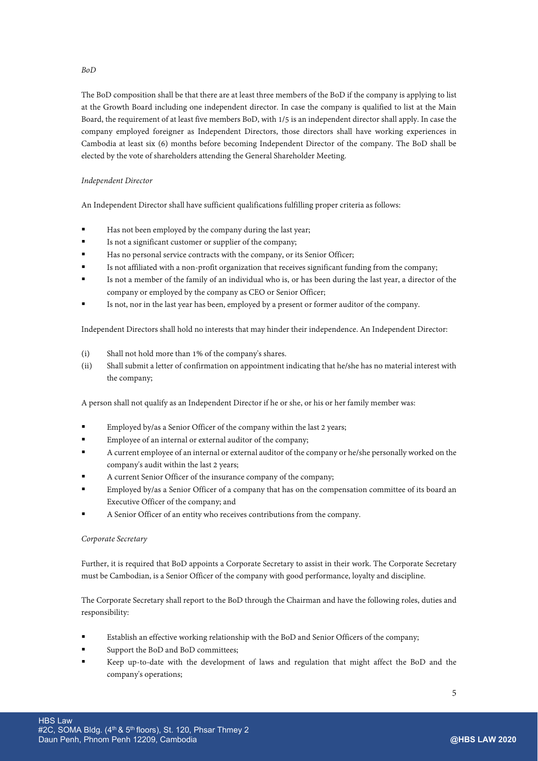*BoD*

The BoD composition shall be that there are at least three members of the BoD if the company is applying to list at the Growth Board including one independent director. In case the company is qualified to list at the Main Board, the requirement of at least five members BoD, with 1/5 is an independent director shall apply. In case the company employed foreigner as Independent Directors, those directors shall have working experiences in Cambodia at least six (6) months before becoming Independent Director of the company. The BoD shall be elected by the vote of shareholders attending the General Shareholder Meeting.

*Independent Director*

An Independent Director shall have sufficient qualifications fulfilling proper criteria as follows:

- Has not been employed by the company during the last year;
- Is not a significant customer or supplier of the company;
- Has no personal service contracts with the company, or its Senior Officer;
- Is not affiliated with a non-profit organization that receives significant funding from the company;
- Is not a member of the family of an individual who is, or has been during the last year, a director of the company or employed by the company as CEO or Senior Officer;
- Is not, nor in the last year has been, employed by a present or former auditor of the company.

Independent Directors shall hold no interests that may hinder their independence. An Independent Director:

(i) Shall not hold more than 1% of the company's shares.
(ii) Shall submit a letter of confirmation on appointment indicating that he/she has no material interest with the company;

A person shall not qualify as an Independent Director if he or she, or his or her family member was:

- Employed by/as a Senior Officer of the company within the last 2 years;
- Employee of an internal or external auditor of the company;
- A current employee of an internal or external auditor of the company or he/she personally worked on the company's audit within the last 2 years;
- A current Senior Officer of the insurance company of the company;
- Employed by/as a Senior Officer of a company that has on the compensation committee of its board an Executive Officer of the company; and
- A Senior Officer of an entity who receives contributions from the company.

*Corporate Secretary*

Further, it is required that BoD appoints a Corporate Secretary to assist in their work. The Corporate Secretary must be Cambodian, is a Senior Officer of the company with good performance, loyalty and discipline.

The Corporate Secretary shall report to the BoD through the Chairman and have the following roles, duties and responsibility:

- Establish an effective working relationship with the BoD and Senior Officers of the company;
- Support the BoD and BoD committees;
- Keep up-to-date with the development of laws and regulation that might affect the BoD and the company's operations;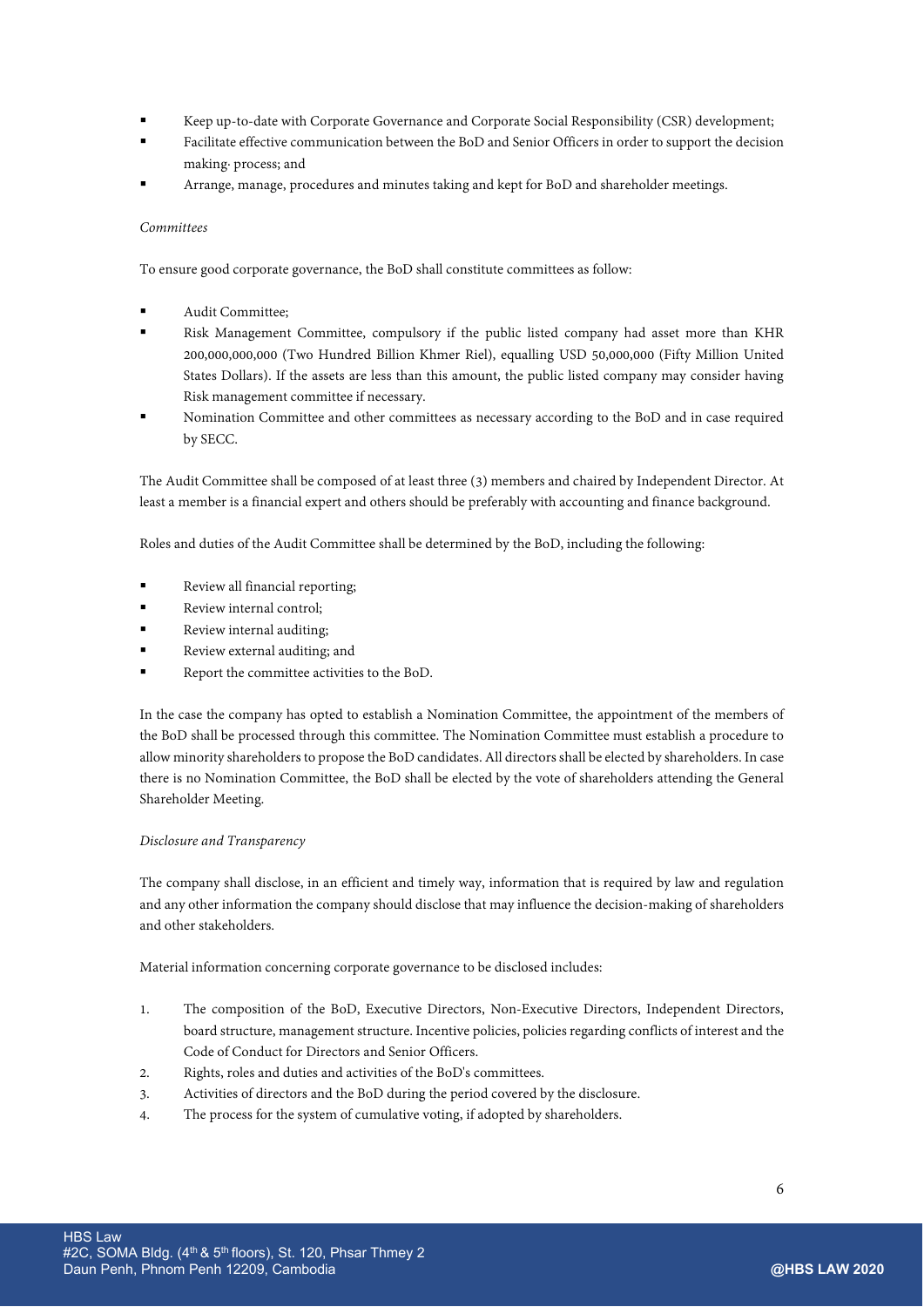- Keep up-to-date with Corporate Governance and Corporate Social Responsibility (CSR) development;
- Facilitate effective communication between the BoD and Senior Officers in order to support the decision making· process; and
- Arrange, manage, procedures and minutes taking and kept for BoD and shareholder meetings.

*Committees*

To ensure good corporate governance, the BoD shall constitute committees as follow:

- Audit Committee;
- Risk Management Committee, compulsory if the public listed company had asset more than KHR 200,000,000,000 (Two Hundred Billion Khmer Riel), equalling USD 50,000,000 (Fifty Million United States Dollars). If the assets are less than this amount, the public listed company may consider having Risk management committee if necessary.
- Nomination Committee and other committees as necessary according to the BoD and in case required by SECC.

The Audit Committee shall be composed of at least three (3) members and chaired by Independent Director. At least a member is a financial expert and others should be preferably with accounting and finance background.

Roles and duties of the Audit Committee shall be determined by the BoD, including the following:

- Review all financial reporting;
- Review internal control;
- Review internal auditing;
- Review external auditing; and
- Report the committee activities to the BoD.

In the case the company has opted to establish a Nomination Committee, the appointment of the members of the BoD shall be processed through this committee. The Nomination Committee must establish a procedure to allow minority shareholders to propose the BoD candidates. All directors shall be elected by shareholders. In case there is no Nomination Committee, the BoD shall be elected by the vote of shareholders attending the General Shareholder Meeting.

*Disclosure and Transparency*

The company shall disclose, in an efficient and timely way, information that is required by law and regulation and any other information the company should disclose that may influence the decision-making of shareholders and other stakeholders.

Material information concerning corporate governance to be disclosed includes:

1. The composition of the BoD, Executive Directors, Non-Executive Directors, Independent Directors, board structure, management structure. Incentive policies, policies regarding conflicts of interest and the Code of Conduct for Directors and Senior Officers.
2. Rights, roles and duties and activities of the BoD's committees.
3. Activities of directors and the BoD during the period covered by the disclosure.
4. The process for the system of cumulative voting, if adopted by shareholders.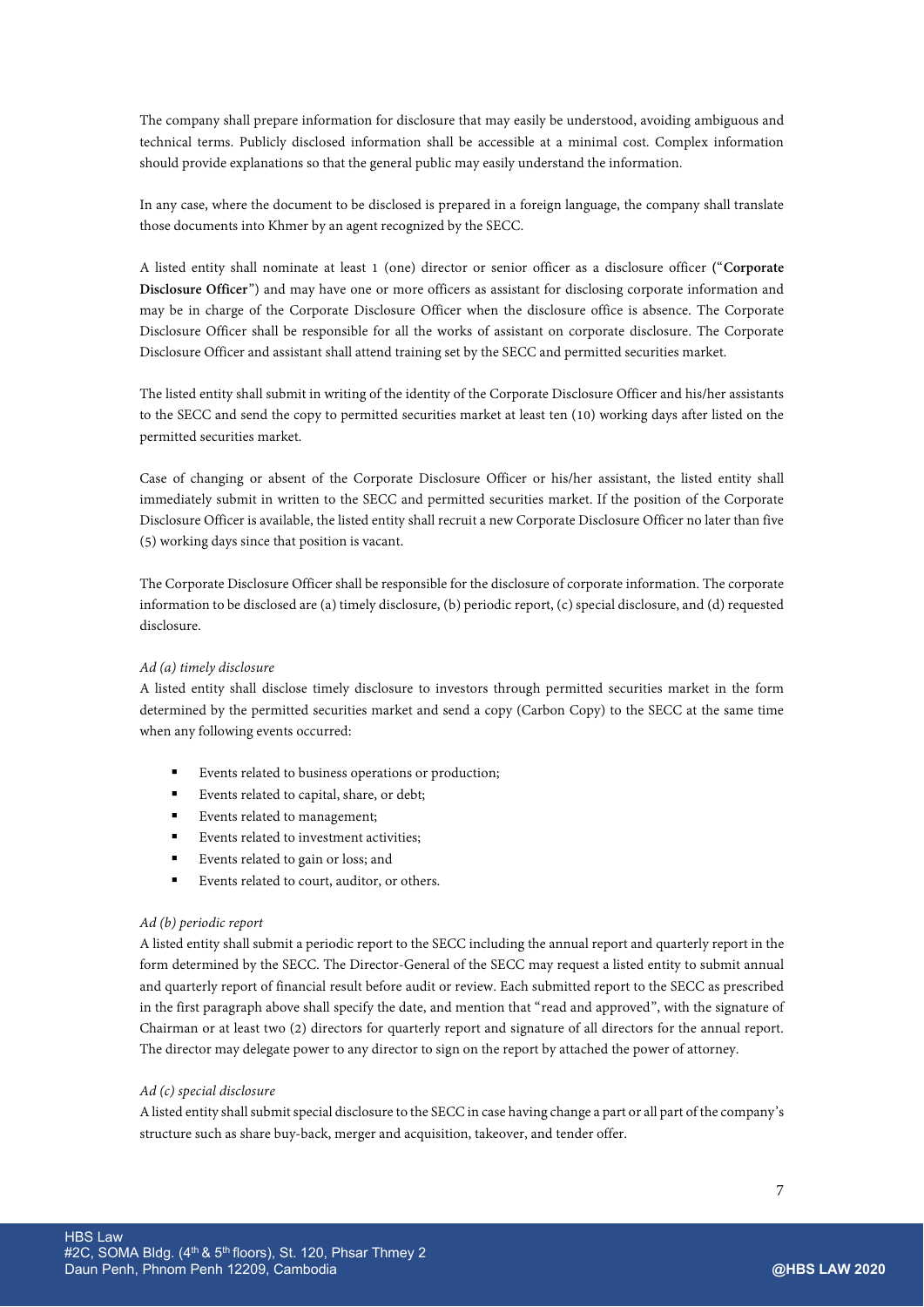The company shall prepare information for disclosure that may easily be understood, avoiding ambiguous and technical terms. Publicly disclosed information shall be accessible at a minimal cost. Complex information should provide explanations so that the general public may easily understand the information.

In any case, where the document to be disclosed is prepared in a foreign language, the company shall translate those documents into Khmer by an agent recognized by the SECC.

A listed entity shall nominate at least 1 (one) director or senior officer as a disclosure officer ("**Corporate Disclosure Officer**") and may have one or more officers as assistant for disclosing corporate information and may be in charge of the Corporate Disclosure Officer when the disclosure office is absence. The Corporate Disclosure Officer shall be responsible for all the works of assistant on corporate disclosure. The Corporate Disclosure Officer and assistant shall attend training set by the SECC and permitted securities market.

The listed entity shall submit in writing of the identity of the Corporate Disclosure Officer and his/her assistants to the SECC and send the copy to permitted securities market at least ten (10) working days after listed on the permitted securities market.

Case of changing or absent of the Corporate Disclosure Officer or his/her assistant, the listed entity shall immediately submit in written to the SECC and permitted securities market. If the position of the Corporate Disclosure Officer is available, the listed entity shall recruit a new Corporate Disclosure Officer no later than five (5) working days since that position is vacant.

The Corporate Disclosure Officer shall be responsible for the disclosure of corporate information. The corporate information to be disclosed are (a) timely disclosure, (b) periodic report, (c) special disclosure, and (d) requested disclosure.

*Ad (a) timely disclosure*

A listed entity shall disclose timely disclosure to investors through permitted securities market in the form determined by the permitted securities market and send a copy (Carbon Copy) to the SECC at the same time when any following events occurred:

- Events related to business operations or production;
- Events related to capital, share, or debt;
- Events related to management;
- Events related to investment activities;
- Events related to gain or loss; and
- Events related to court, auditor, or others.

*Ad (b) periodic report*

A listed entity shall submit a periodic report to the SECC including the annual report and quarterly report in the form determined by the SECC. The Director-General of the SECC may request a listed entity to submit annual and quarterly report of financial result before audit or review. Each submitted report to the SECC as prescribed in the first paragraph above shall specify the date, and mention that "read and approved", with the signature of Chairman or at least two (2) directors for quarterly report and signature of all directors for the annual report. The director may delegate power to any director to sign on the report by attached the power of attorney.

*Ad (c) special disclosure*

A listed entity shall submit special disclosure to the SECC in case having change a part or all part of the company's structure such as share buy-back, merger and acquisition, takeover, and tender offer.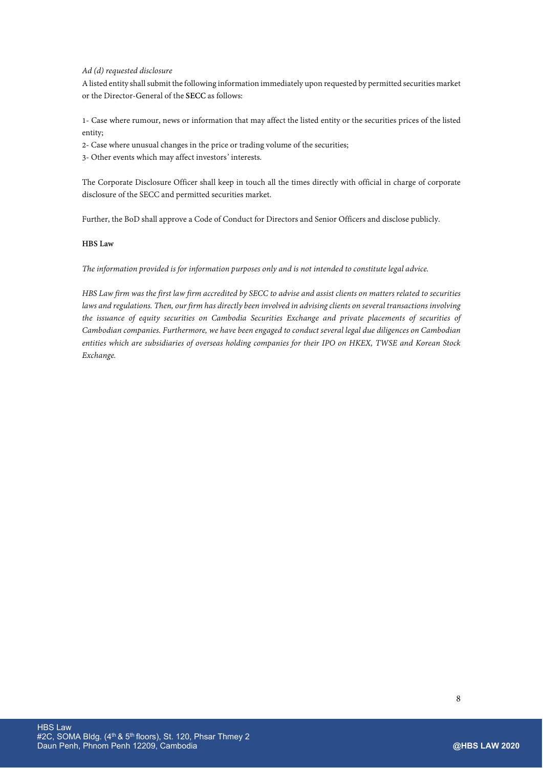*Ad (d) requested disclosure*

A listed entity shall submit the following information immediately upon requested by permitted securities market or the Director-General of the **SECC** as follows:

1- Case where rumour, news or information that may affect the listed entity or the securities prices of the listed entity;

2- Case where unusual changes in the price or trading volume of the securities;

3- Other events which may affect investors' interests.

The Corporate Disclosure Officer shall keep in touch all the times directly with official in charge of corporate disclosure of the SECC and permitted securities market.

Further, the BoD shall approve a Code of Conduct for Directors and Senior Officers and disclose publicly.

**HBS Law**

*The information provided is for information purposes only and is not intended to constitute legal advice.*

*HBS Law firm was the first law firm accredited by SECC to advise and assist clients on matters related to securities laws and regulations. Then, our firm has directly been involved in advising clients on several transactions involving the issuance of equity securities on Cambodia Securities Exchange and private placements of securities of Cambodian companies. Furthermore, we have been engaged to conduct several legal due diligences on Cambodian entities which are subsidiaries of overseas holding companies for their IPO on HKEX, TWSE and Korean Stock Exchange.*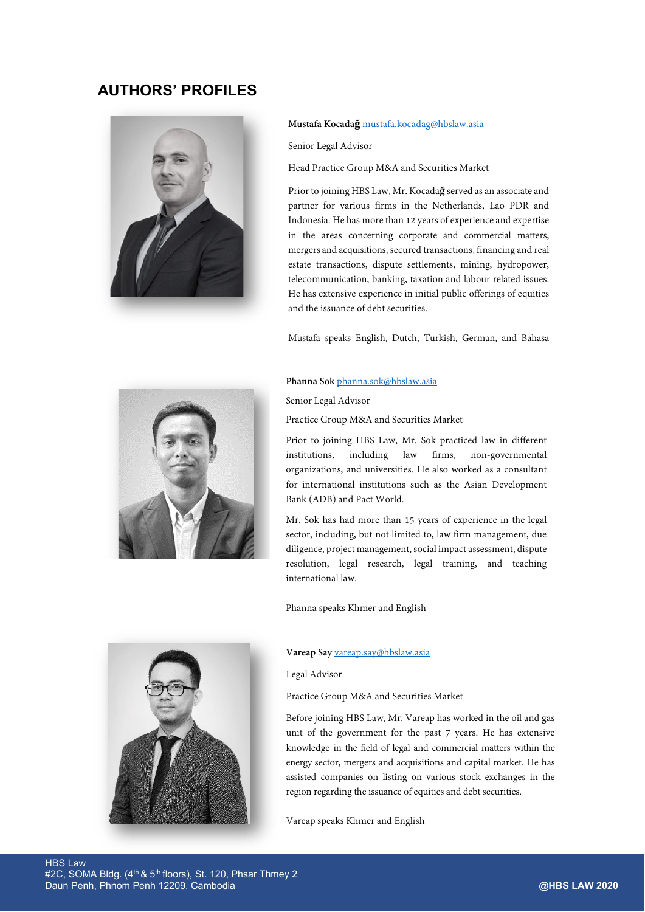## AUTHORS' PROFILES

**Mustafa Kocadağ** mustafa.kocadag@hbslaw.asia

Senior Legal Advisor

Head Practice Group M&A and Securities Market

Prior to joining HBS Law, Mr. Kocadağ served as an associate and partner for various firms in the Netherlands, Lao PDR and Indonesia. He has more than 12 years of experience and expertise in the areas concerning corporate and commercial matters, mergers and acquisitions, secured transactions, financing and real estate transactions, dispute settlements, mining, hydropower, telecommunication, banking, taxation and labour related issues. He has extensive experience in initial public offerings of equities and the issuance of debt securities.

Mustafa speaks English, Dutch, Turkish, German, and Bahasa

**Phanna Sok** phanna.sok@hbslaw.asia

Senior Legal Advisor

Practice Group M&A and Securities Market

Prior to joining HBS Law, Mr. Sok practiced law in different institutions, including law firms, non-governmental organizations, and universities. He also worked as a consultant for international institutions such as the Asian Development Bank (ADB) and Pact World.

Mr. Sok has had more than 15 years of experience in the legal sector, including, but not limited to, law firm management, due diligence, project management, social impact assessment, dispute resolution, legal research, legal training, and teaching international law.

Phanna speaks Khmer and English

**Vareap Say** vareap.say@hbslaw.asia

Legal Advisor

Practice Group M&A and Securities Market

Before joining HBS Law, Mr. Vareap has worked in the oil and gas unit of the government for the past 7 years. He has extensive knowledge in the field of legal and commercial matters within the energy sector, mergers and acquisitions and capital market. He has assisted companies on listing on various stock exchanges in the region regarding the issuance of equities and debt securities.

Vareap speaks Khmer and English

HBS Law
#2C, SOMA Bldg. (4th & 5th floors), St. 120, Phsar Thmey 2
Daun Penh, Phnom Penh 12209, Cambodia

@HBS LAW 2020